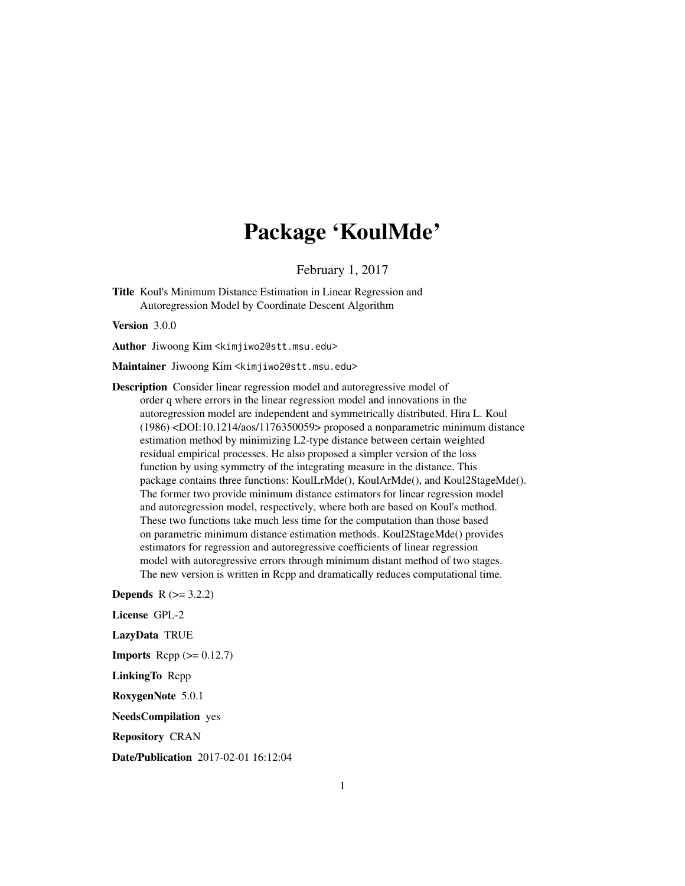# Package 'KoulMde'

February 1, 2017

**Title** Koul's Minimum Distance Estimation in Linear Regression and Autoregression Model by Coordinate Descent Algorithm

**Version** 3.0.0

**Author** Jiwoong Kim <kimjiwo2@stt.msu.edu>

**Maintainer** Jiwoong Kim <kimjiwo2@stt.msu.edu>

**Description** Consider linear regression model and autoregressive model of order q where errors in the linear regression model and innovations in the autoregression model are independent and symmetrically distributed. Hira L. Koul (1986) <DOI:10.1214/aos/1176350059> proposed a nonparametric minimum distance estimation method by minimizing L2-type distance between certain weighted residual empirical processes. He also proposed a simpler version of the loss function by using symmetry of the integrating measure in the distance. This package contains three functions: KoulLrMde(), KoulArMde(), and Koul2StageMde(). The former two provide minimum distance estimators for linear regression model and autoregression model, respectively, where both are based on Koul's method. These two functions take much less time for the computation than those based on parametric minimum distance estimation methods. Koul2StageMde() provides estimators for regression and autoregressive coefficients of linear regression model with autoregressive errors through minimum distant method of two stages. The new version is written in Rcpp and dramatically reduces computational time.

**Depends** R (>= 3.2.2)

**License** GPL-2

**LazyData** TRUE

**Imports** Rcpp (>= 0.12.7)

**LinkingTo** Rcpp

**RoxygenNote** 5.0.1

**NeedsCompilation** yes

**Repository** CRAN

**Date/Publication** 2017-02-01 16:12:04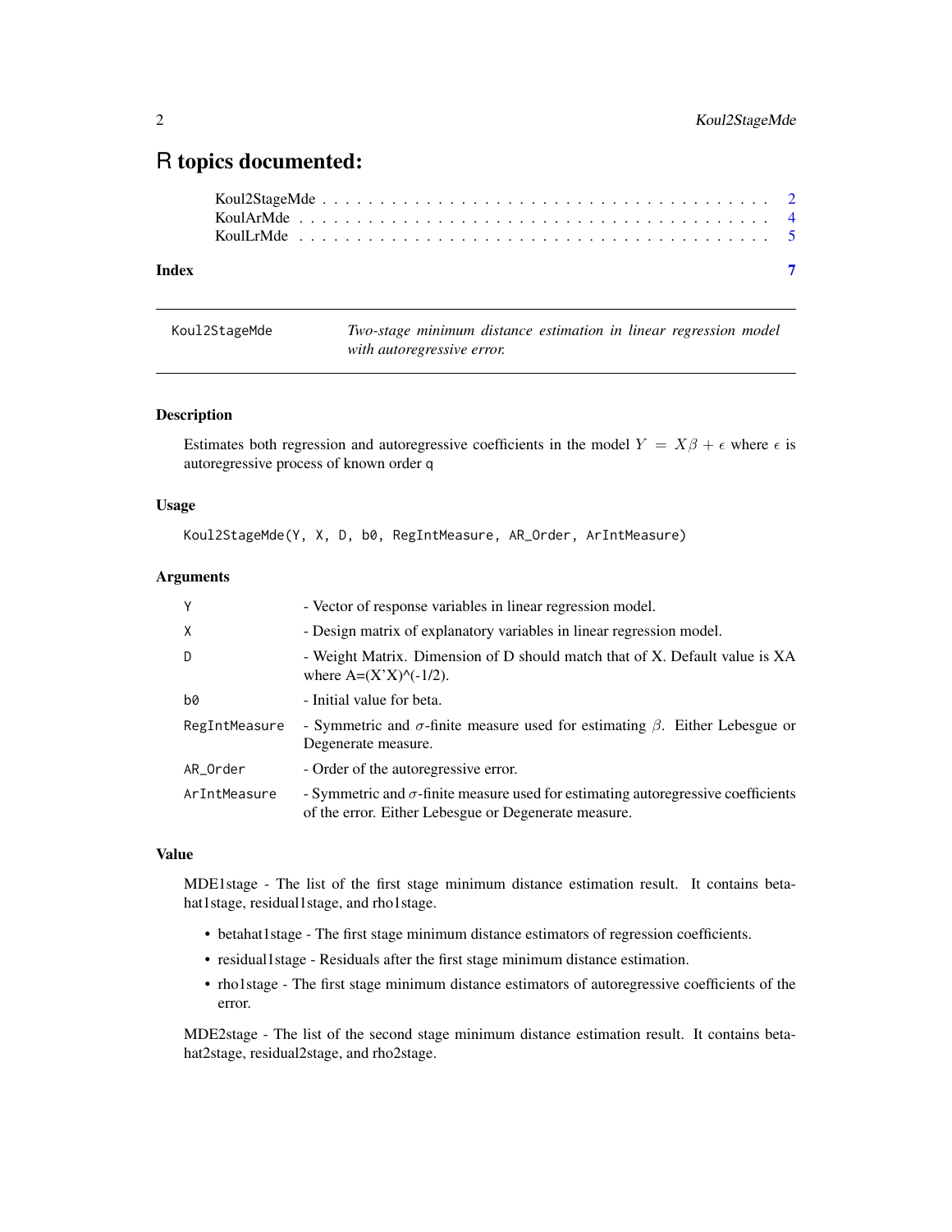# R topics documented:

Koul2StageMde . . . . . . . . . . . . . . . . . . . . . . . . . . . . . . . . . . . . . 2
KoulArMde . . . . . . . . . . . . . . . . . . . . . . . . . . . . . . . . . . . . . . . 4
KoulLrMde . . . . . . . . . . . . . . . . . . . . . . . . . . . . . . . . . . . . . . . 5

**Index** **7**

---

Koul2StageMde *Two-stage minimum distance estimation in linear regression model with autoregressive error.*

---

## Description

Estimates both regression and autoregressive coefficients in the model $Y = X\beta + \epsilon$ where $\epsilon$ is autoregressive process of known order q

## Usage

```
Koul2StageMde(Y, X, D, b0, RegIntMeasure, AR_Order, ArIntMeasure)
```

## Arguments

| | |
|---|---|
| Y | - Vector of response variables in linear regression model. |
| X | - Design matrix of explanatory variables in linear regression model. |
| D | - Weight Matrix. Dimension of D should match that of X. Default value is XA where A=(X'X)^(-1/2). |
| b0 | - Initial value for beta. |
| RegIntMeasure | - Symmetric and $\sigma$-finite measure used for estimating $\beta$. Either Lebesgue or Degenerate measure. |
| AR_Order | - Order of the autoregressive error. |
| ArIntMeasure | - Symmetric and $\sigma$-finite measure used for estimating autoregressive coefficients of the error. Either Lebesgue or Degenerate measure. |

## Value

MDE1stage - The list of the first stage minimum distance estimation result. It contains betahat1stage, residual1stage, and rho1stage.

- betahat1stage - The first stage minimum distance estimators of regression coefficients.
- residual1stage - Residuals after the first stage minimum distance estimation.
- rho1stage - The first stage minimum distance estimators of autoregressive coefficients of the error.

MDE2stage - The list of the second stage minimum distance estimation result. It contains betahat2stage, residual2stage, and rho2stage.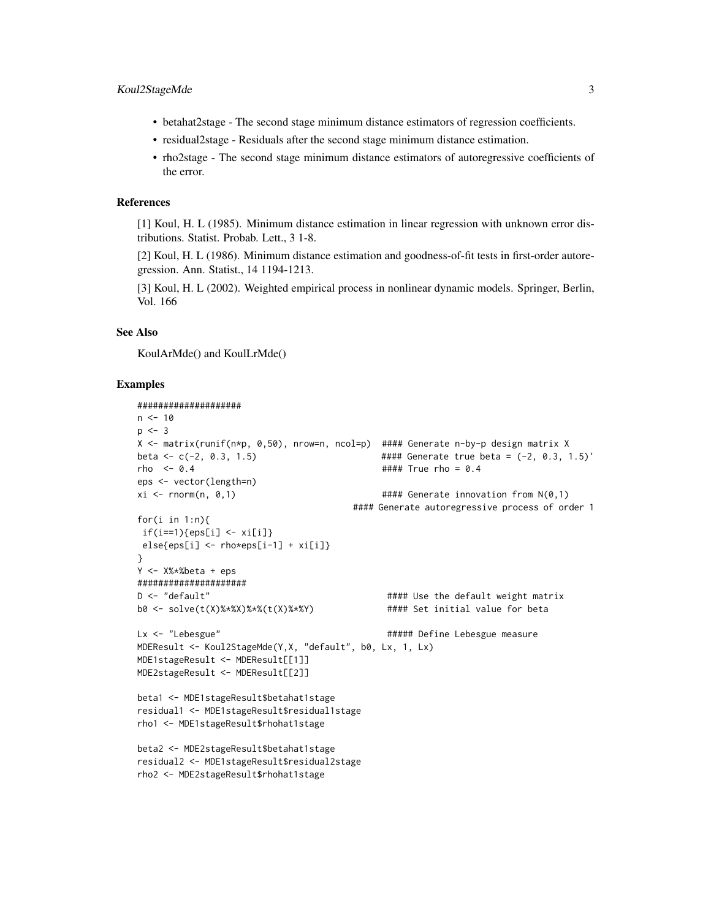- betahat2stage - The second stage minimum distance estimators of regression coefficients.
- residual2stage - Residuals after the second stage minimum distance estimation.
- rho2stage - The second stage minimum distance estimators of autoregressive coefficients of the error.

## References

[1] Koul, H. L (1985). Minimum distance estimation in linear regression with unknown error distributions. Statist. Probab. Lett., 3 1-8.

[2] Koul, H. L (1986). Minimum distance estimation and goodness-of-fit tests in first-order autoregression. Ann. Statist., 14 1194-1213.

[3] Koul, H. L (2002). Weighted empirical process in nonlinear dynamic models. Springer, Berlin, Vol. 166

## See Also

KoulArMde() and KoulLrMde()

## Examples

```
####################
n <- 10
p <- 3
X <- matrix(runif(n*p, 0,50), nrow=n, ncol=p)  #### Generate n-by-p design matrix X
beta <- c(-2, 0.3, 1.5)                        #### Generate true beta = (-2, 0.3, 1.5)'
rho  <- 0.4                                    #### True rho = 0.4
eps <- vector(length=n)
xi <- rnorm(n, 0,1)                            #### Generate innovation from N(0,1)
                                         #### Generate autoregressive process of order 1
for(i in 1:n){
 if(i==1){eps[i] <- xi[i]}
 else{eps[i] <- rho*eps[i-1] + xi[i]}
}
Y <- X%*%beta + eps
#####################
D <- "default"                                  #### Use the default weight matrix
b0 <- solve(t(X)%*%X)%*%(t(X)%*%Y)              #### Set initial value for beta

Lx <- "Lebesgue"                                ##### Define Lebesgue measure
MDEResult <- Koul2StageMde(Y,X, "default", b0, Lx, 1, Lx)
MDE1stageResult <- MDEResult[[1]]
MDE2stageResult <- MDEResult[[2]]

beta1 <- MDE1stageResult$betahat1stage
residual1 <- MDE1stageResult$residual1stage
rho1 <- MDE1stageResult$rhohat1stage

beta2 <- MDE2stageResult$betahat1stage
residual2 <- MDE1stageResult$residual2stage
rho2 <- MDE2stageResult$rhohat1stage
```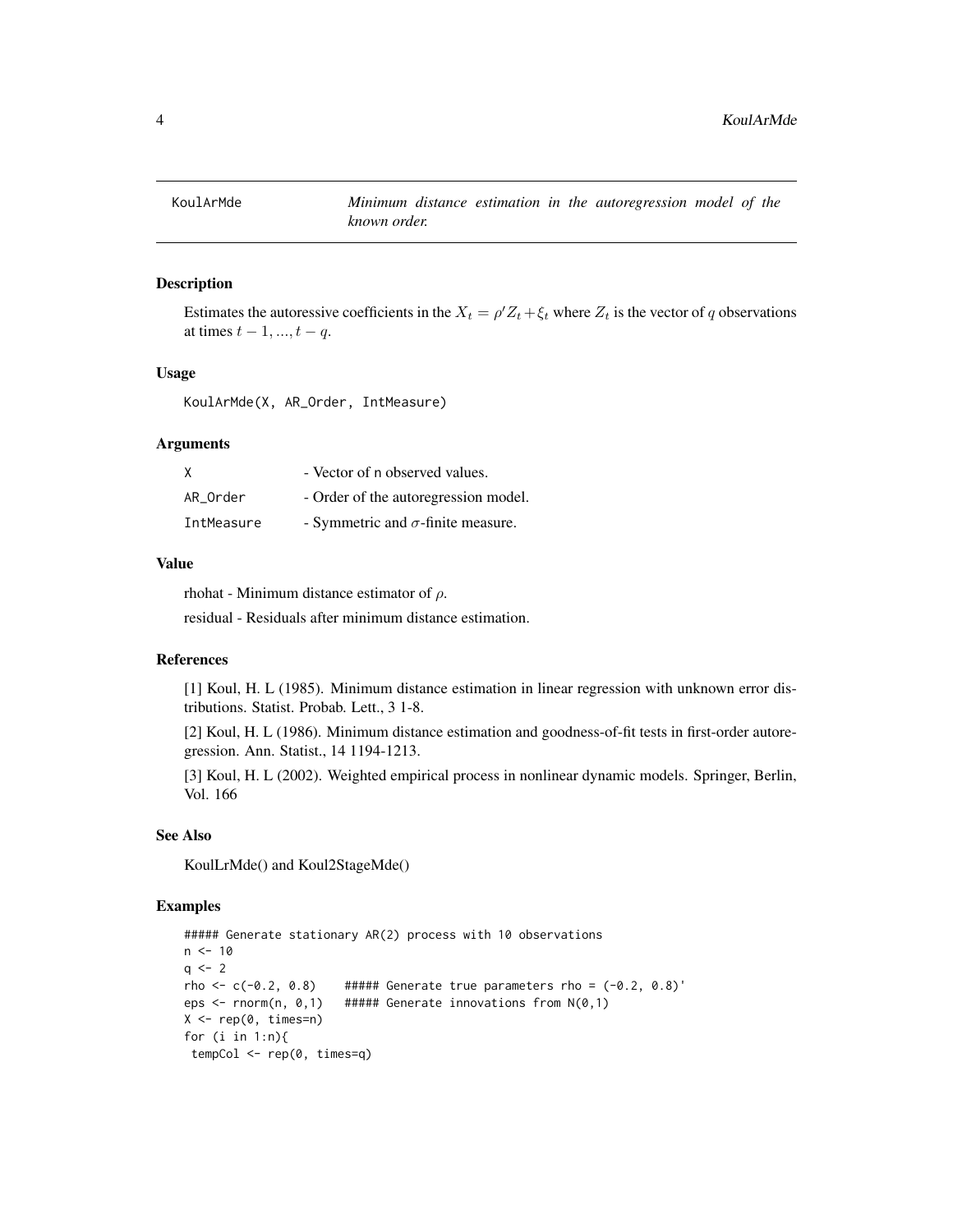KoulArMde — *Minimum distance estimation in the autoregression model of the known order.*

## Description

Estimates the autoressive coefficients in the $X_t = \rho' Z_t + \xi_t$ where $Z_t$ is the vector of $q$ observations at times $t-1, ..., t-q$.

## Usage

```
KoulArMde(X, AR_Order, IntMeasure)
```

## Arguments

| | |
|---|---|
| X | - Vector of n observed values. |
| AR_Order | - Order of the autoregression model. |
| IntMeasure | - Symmetric and $\sigma$-finite measure. |

## Value

rhohat - Minimum distance estimator of $\rho$.

residual - Residuals after minimum distance estimation.

## References

[1] Koul, H. L (1985). Minimum distance estimation in linear regression with unknown error distributions. Statist. Probab. Lett., 3 1-8.

[2] Koul, H. L (1986). Minimum distance estimation and goodness-of-fit tests in first-order autoregression. Ann. Statist., 14 1194-1213.

[3] Koul, H. L (2002). Weighted empirical process in nonlinear dynamic models. Springer, Berlin, Vol. 166

## See Also

KoulLrMde() and Koul2StageMde()

## Examples

```
##### Generate stationary AR(2) process with 10 observations
n <- 10
q <- 2
rho <- c(-0.2, 0.8)    ##### Generate true parameters rho = (-0.2, 0.8)'
eps <- rnorm(n, 0,1)   ##### Generate innovations from N(0,1)
X <- rep(0, times=n)
for (i in 1:n){
 tempCol <- rep(0, times=q)
```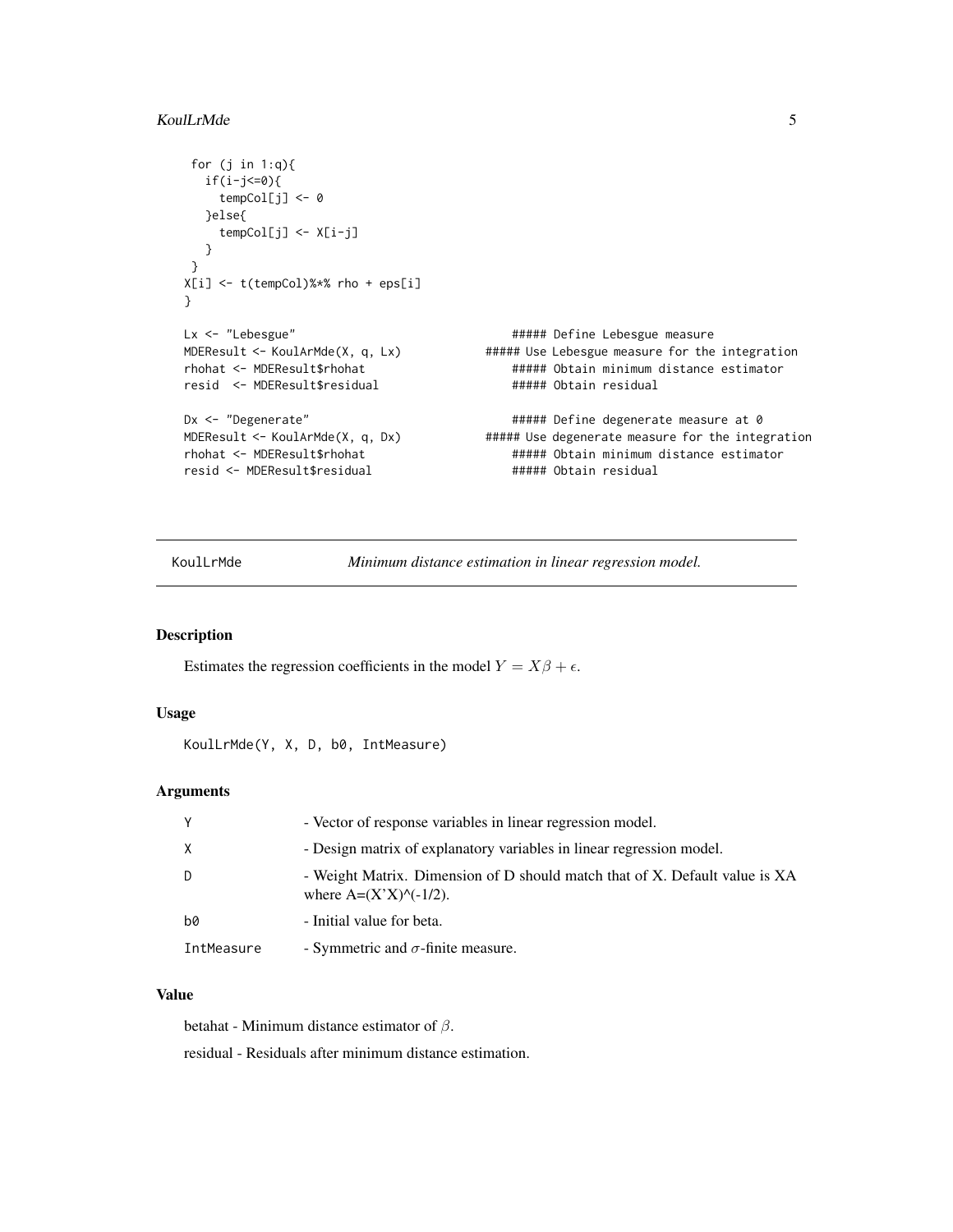```
 for (j in 1:q){
   if(i-j<=0){
     tempCol[j] <- 0
   }else{
     tempCol[j] <- X[i-j]
   }
 }
X[i] <- t(tempCol)%*% rho + eps[i]
}

Lx <- "Lebesgue"                              ##### Define Lebesgue measure
MDEResult <- KoulArMde(X, q, Lx)           ##### Use Lebesgue measure for the integration
rhohat <- MDEResult$rhohat                    ##### Obtain minimum distance estimator
resid  <- MDEResult$residual                  ##### Obtain residual

Dx <- "Degenerate"                            ##### Define degenerate measure at 0
MDEResult <- KoulArMde(X, q, Dx)           ##### Use degenerate measure for the integration
rhohat <- MDEResult$rhohat                    ##### Obtain minimum distance estimator
resid <- MDEResult$residual                   ##### Obtain residual
```

## KoulLrMde *Minimum distance estimation in linear regression model.*

### Description

Estimates the regression coefficients in the model $Y = X\beta + \epsilon$.

### Usage

```
KoulLrMde(Y, X, D, b0, IntMeasure)
```

### Arguments

| | |
|---|---|
| Y | - Vector of response variables in linear regression model. |
| X | - Design matrix of explanatory variables in linear regression model. |
| D | - Weight Matrix. Dimension of D should match that of X. Default value is XA where A=(X'X)^(-1/2). |
| b0 | - Initial value for beta. |
| IntMeasure | - Symmetric and $\sigma$-finite measure. |

### Value

betahat - Minimum distance estimator of $\beta$.

residual - Residuals after minimum distance estimation.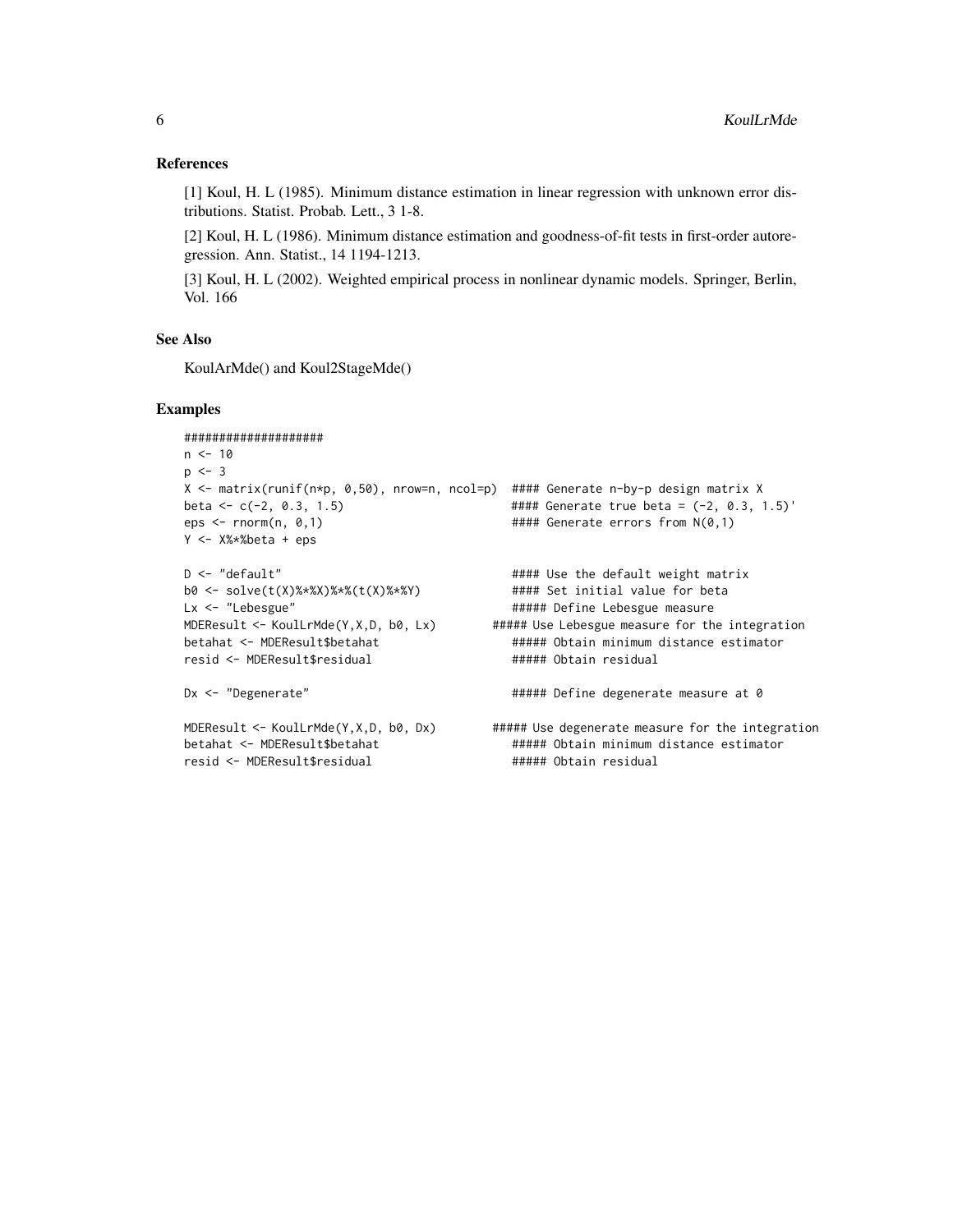## References

[1] Koul, H. L (1985). Minimum distance estimation in linear regression with unknown error distributions. Statist. Probab. Lett., 3 1-8.

[2] Koul, H. L (1986). Minimum distance estimation and goodness-of-fit tests in first-order autoregression. Ann. Statist., 14 1194-1213.

[3] Koul, H. L (2002). Weighted empirical process in nonlinear dynamic models. Springer, Berlin, Vol. 166

## See Also

KoulArMde() and Koul2StageMde()

## Examples

```
####################
n <- 10
p <- 3
X <- matrix(runif(n*p, 0,50), nrow=n, ncol=p)  #### Generate n-by-p design matrix X
beta <- c(-2, 0.3, 1.5)                          #### Generate true beta = (-2, 0.3, 1.5)'
eps <- rnorm(n, 0,1)                             #### Generate errors from N(0,1)
Y <- X%*%beta + eps

D <- "default"                                   #### Use the default weight matrix
b0 <- solve(t(X)%*%X)%*%(t(X)%*%Y)               #### Set initial value for beta
Lx <- "Lebesgue"                                 ##### Define Lebesgue measure
MDEResult <- KoulLrMde(Y,X,D, b0, Lx)          ##### Use Lebesgue measure for the integration
betahat <- MDEResult$betahat                     ##### Obtain minimum distance estimator
resid <- MDEResult$residual                      ##### Obtain residual

Dx <- "Degenerate"                               ##### Define degenerate measure at 0

MDEResult <- KoulLrMde(Y,X,D, b0, Dx)          ##### Use degenerate measure for the integration
betahat <- MDEResult$betahat                     ##### Obtain minimum distance estimator
resid <- MDEResult$residual                      ##### Obtain residual
```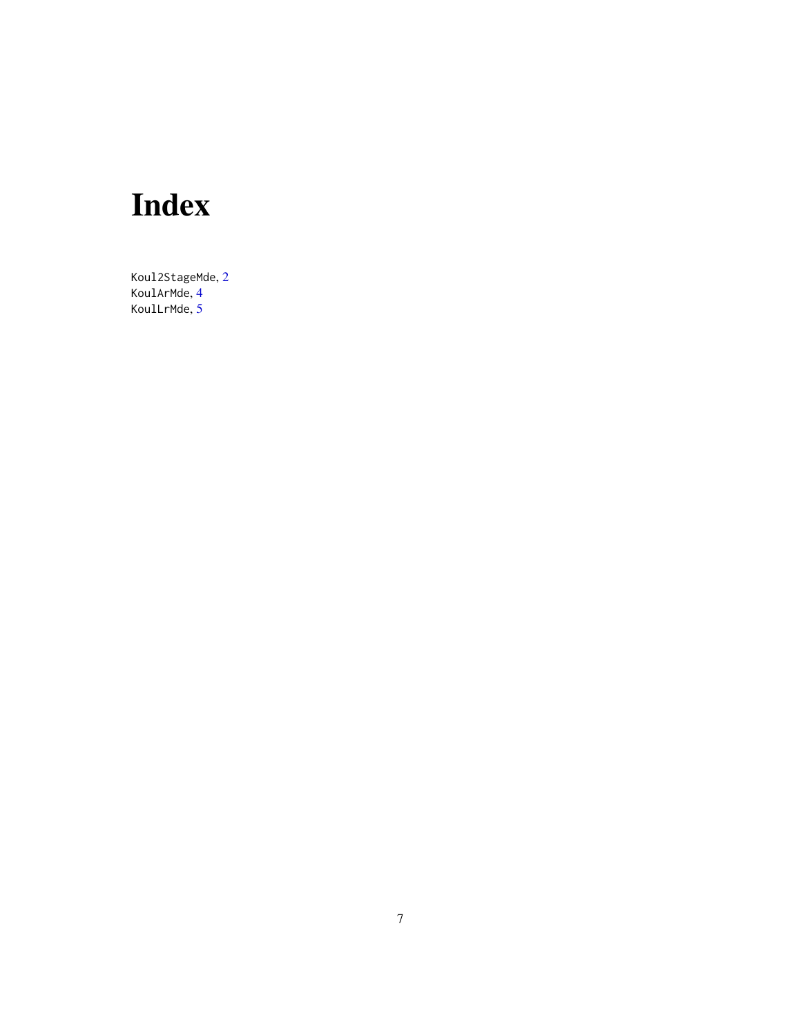# Index

Koul2StageMde, 2
KoulArMde, 4
KoulLrMde, 5